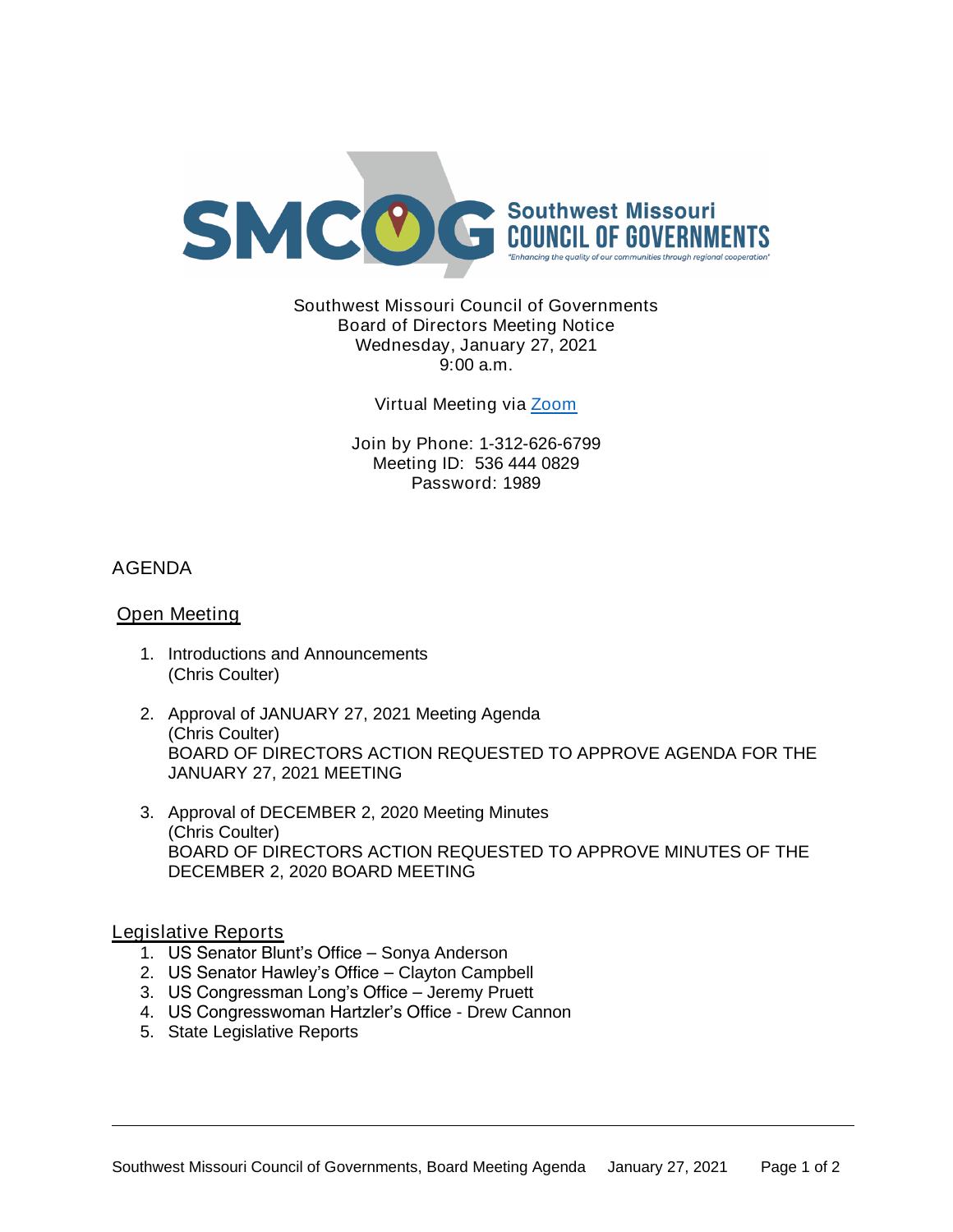SMCOG Southwest Missouri COUNCIL OF GOVERNMENTS

"Enhancing the quality of our communities through regional cooperation"

Southwest Missouri Council of Governments
Board of Directors Meeting Notice
Wednesday, January 27, 2021
9:00 a.m.

Virtual Meeting via Zoom

Join by Phone: 1-312-626-6799
Meeting ID: 536 444 0829
Password: 1989

## AGENDA

### Open Meeting

1. Introductions and Announcements
   (Chris Coulter)

2. Approval of JANUARY 27, 2021 Meeting Agenda
   (Chris Coulter)
   BOARD OF DIRECTORS ACTION REQUESTED TO APPROVE AGENDA FOR THE JANUARY 27, 2021 MEETING

3. Approval of DECEMBER 2, 2020 Meeting Minutes
   (Chris Coulter)
   BOARD OF DIRECTORS ACTION REQUESTED TO APPROVE MINUTES OF THE DECEMBER 2, 2020 BOARD MEETING

### Legislative Reports

1. US Senator Blunt's Office – Sonya Anderson
2. US Senator Hawley's Office – Clayton Campbell
3. US Congressman Long's Office – Jeremy Pruett
4. US Congresswoman Hartzler's Office - Drew Cannon
5. State Legislative Reports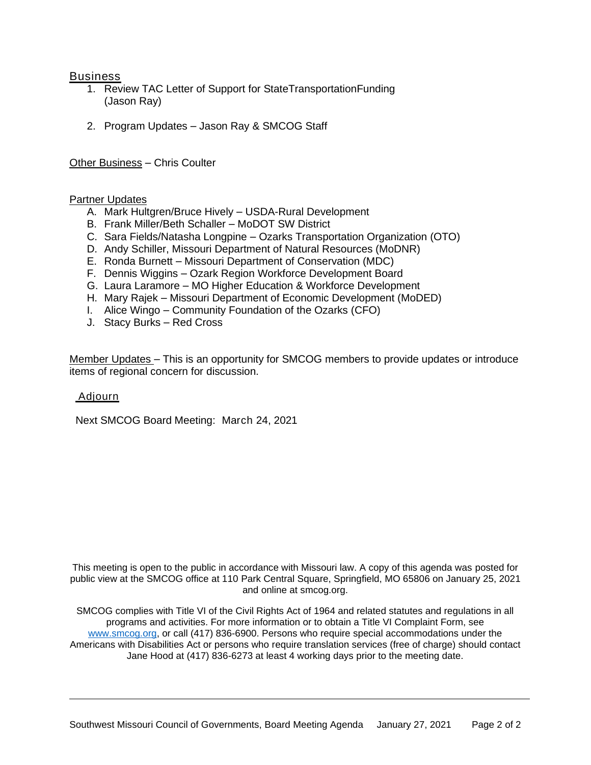## Business

1. Review TAC Letter of Support for StateTransportationFunding (Jason Ray)

2. Program Updates – Jason Ray & SMCOG Staff

Other Business – Chris Coulter

Partner Updates

A. Mark Hultgren/Bruce Hively – USDA-Rural Development
B. Frank Miller/Beth Schaller – MoDOT SW District
C. Sara Fields/Natasha Longpine – Ozarks Transportation Organization (OTO)
D. Andy Schiller, Missouri Department of Natural Resources (MoDNR)
E. Ronda Burnett – Missouri Department of Conservation (MDC)
F. Dennis Wiggins – Ozark Region Workforce Development Board
G. Laura Laramore – MO Higher Education & Workforce Development
H. Mary Rajek – Missouri Department of Economic Development (MoDED)
I. Alice Wingo – Community Foundation of the Ozarks (CFO)
J. Stacy Burks – Red Cross

Member Updates – This is an opportunity for SMCOG members to provide updates or introduce items of regional concern for discussion.

## Adjourn

Next SMCOG Board Meeting: March 24, 2021

This meeting is open to the public in accordance with Missouri law. A copy of this agenda was posted for public view at the SMCOG office at 110 Park Central Square, Springfield, MO 65806 on January 25, 2021 and online at smcog.org.

SMCOG complies with Title VI of the Civil Rights Act of 1964 and related statutes and regulations in all programs and activities. For more information or to obtain a Title VI Complaint Form, see www.smcog.org, or call (417) 836-6900. Persons who require special accommodations under the Americans with Disabilities Act or persons who require translation services (free of charge) should contact Jane Hood at (417) 836-6273 at least 4 working days prior to the meeting date.